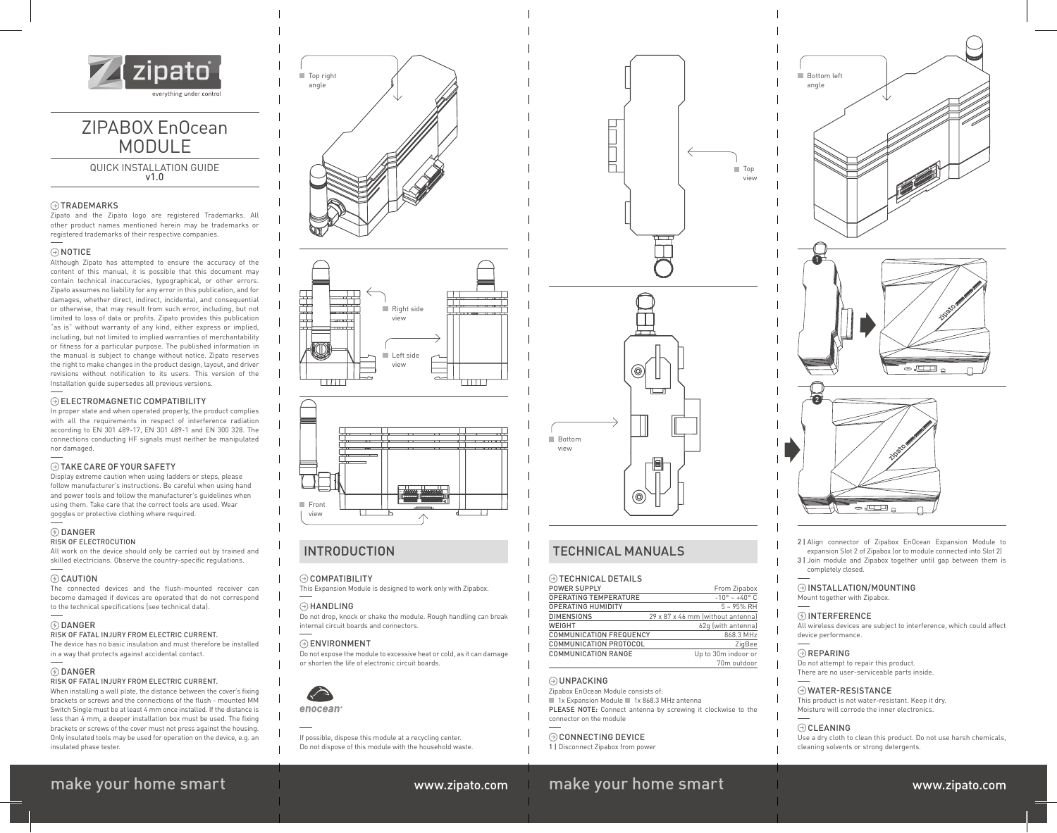zipato

everything under control

# ZIPABOX EnOcean MODULE

QUICK INSTALLATION GUIDE
v1.0

### TRADEMARKS

Zipato and the Zipato logo are registered Trademarks. All other product names mentioned herein may be trademarks or registered trademarks of their respective companies.

### NOTICE

Although Zipato has attempted to ensure the accuracy of the content of this manual, it is possible that this document may contain technical inaccuracies, typographical, or other errors. Zipato assumes no liability for any error in this publication, and for damages, whether direct, indirect, incidental, and consequential or otherwise, that may result from such error, including, but not limited to loss of data or profits. Zipato provides this publication "as is" without warranty of any kind, either express or implied, including, but not limited to implied warranties of merchantability or fitness for a particular purpose. The published information in the manual is subject to change without notice. Zipato reserves the right to make changes in the product design, layout, and driver revisions without notification to its users. This version of the Installation guide supersedes all previous versions.

### ELECTROMAGNETIC COMPATIBILITY

In proper state and when operated properly, the product complies with all the requirements in respect of interference radiation according to EN 301 489-17, EN 301 489-1 and EN 300 328. The connections conducting HF signals must neither be manipulated nor damaged.

### TAKE CARE OF YOUR SAFETY

Display extreme caution when using ladders or steps, please follow manufacturer's instructions. Be careful when using hand and power tools and follow the manufacturer's guidelines when using them. Take care that the correct tools are used. Wear goggles or protective clothing where required.

### DANGER

RISK OF ELECTROCUTION

All work on the device should only be carried out by trained and skilled electricians. Observe the country-specific regulations.

### CAUTION

The connected devices and the flush-mounted receiver can become damaged if devices are operated that do not correspond to the technical specifications (see technical data).

### DANGER

RISK OF FATAL INJURY FROM ELECTRIC CURRENT.

The device has no basic insulation and must therefore be installed in a way that protects against accidental contact.

### DANGER

RISK OF FATAL INJURY FROM ELECTRIC CURRENT.

When installing a wall plate, the distance between the cover's fixing brackets or screws and the connections of the flush - mounted MM Switch Single must be at least 4 mm once installed. If the distance is less than 4 mm, a deeper installation box must be used. The fixing brackets or screws of the cover must not press against the housing. Only insulated tools may be used for operation on the device, e.g. an insulated phase tester.

Top right angle

Right side view

Left side view

Front view

## INTRODUCTION

### COMPATIBILITY

This Expansion Module is designed to work only with Zipabox.

### HANDLING

Do not drop, knock or shake the module. Rough handling can break internal circuit boards and connectors.

### ENVIRONMENT

Do not expose the module to excessive heat or cold, as it can damage or shorten the life of electronic circuit boards.

enocean

If possible, dispose this module at a recycling center.
Do not dispose of this module with the household waste.

Top view

Bottom view

## TECHNICAL MANUALS

### TECHNICAL DETAILS

| | |
|---|---|
| POWER SUPPLY | From Zipabox |
| OPERATING TEMPERATURE | -10° ~ +40° C |
| OPERATING HUMIDITY | 5 ~ 95% RH |
| DIMENSIONS | 29 x 87 x 46 mm (without antenna) |
| WEIGHT | 62g (with antenna) |
| COMMUNICATION FREQUENCY | 868.3 MHz |
| COMMUNICATION PROTOCOL | ZigBee |
| COMMUNICATION RANGE | Up to 30m indoor or 70m outdoor |

### UNPACKING

Zipabox EnOcean Module consists of:
1x Expansion Module 1x 868.3 MHz antenna

PLEASE NOTE: Connect antenna by screwing it clockwise to the connector on the module

### CONNECTING DEVICE

1 | Disconnect Zipabox from power

Bottom left angle

2 | Align connector of Zipabox EnOcean Expansion Module to expansion Slot 2 of Zipabox (or to module connected into Slot 2)

3 | Join module and Zipabox together until gap between them is completely closed.

### INSTALLATION/MOUNTING

Mount together with Zipabox.

### INTERFERENCE

All wireless devices are subject to interference, which could affect device performance.

### REPARING

Do not attempt to repair this product.
There are no user-serviceable parts inside.

### WATER-RESISTANCE

This product is not water-resistant. Keep it dry.
Moisture will corrode the inner electronics.

### CLEANING

Use a dry cloth to clean this product. Do not use harsh chemicals, cleaning solvents or strong detergents.

make your home smart www.zipato.com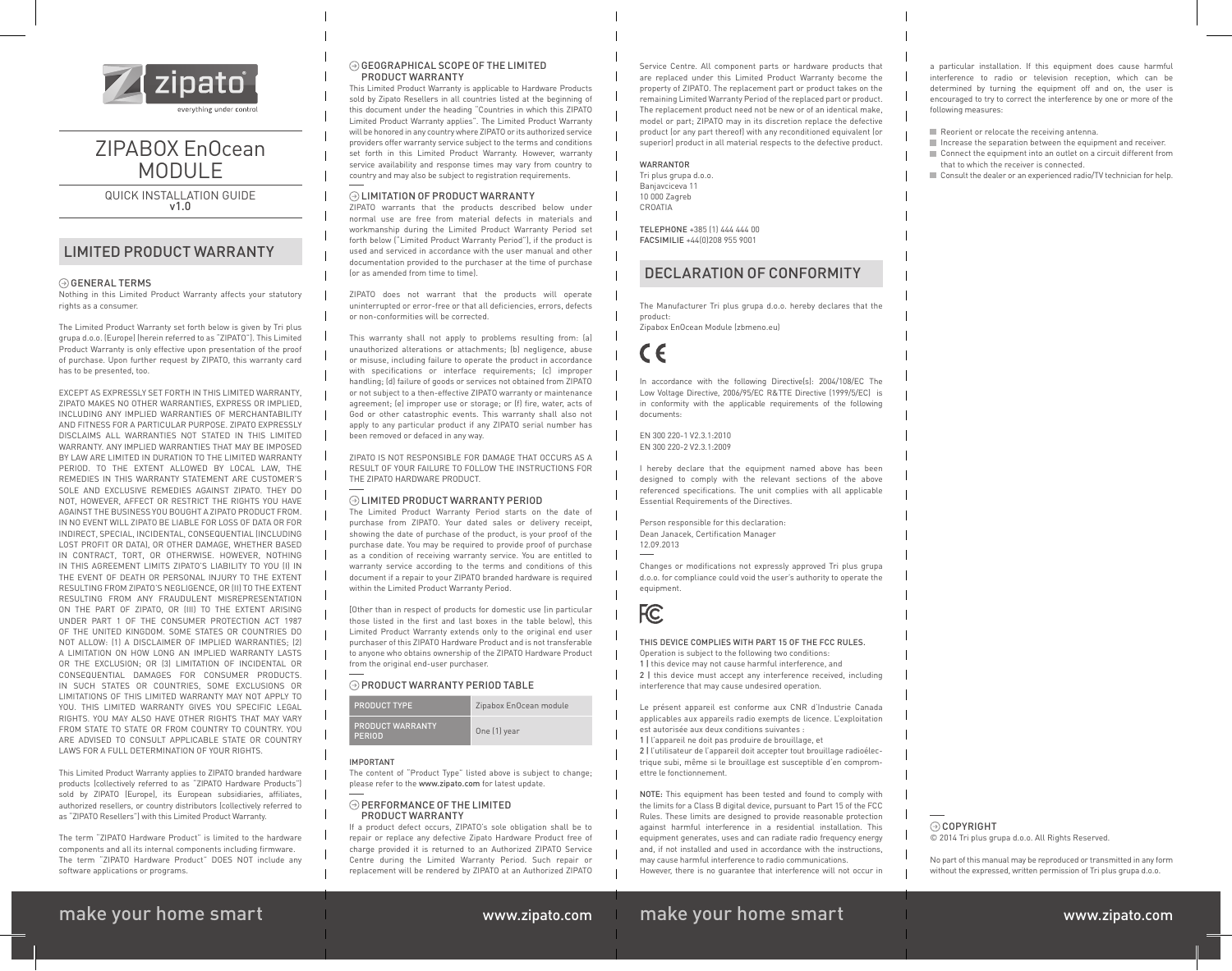# ZIPABOX EnOcean MODULE

QUICK INSTALLATION GUIDE
v1.0

## LIMITED PRODUCT WARRANTY

### GENERAL TERMS

Nothing in this Limited Product Warranty affects your statutory rights as a consumer.

The Limited Product Warranty set forth below is given by Tri plus grupa d.o.o. (Europe) (herein referred to as "ZIPATO"). This Limited Product Warranty is only effective upon presentation of the proof of purchase. Upon further request by ZIPATO, this warranty card has to be presented, too.

EXCEPT AS EXPRESSLY SET FORTH IN THIS LIMITED WARRANTY, ZIPATO MAKES NO OTHER WARRANTIES, EXPRESS OR IMPLIED, INCLUDING ANY IMPLIED WARRANTIES OF MERCHANTABILITY AND FITNESS FOR A PARTICULAR PURPOSE. ZIPATO EXPRESSLY DISCLAIMS ALL WARRANTIES NOT STATED IN THIS LIMITED WARRANTY. ANY IMPLIED WARRANTIES THAT MAY BE IMPOSED BY LAW ARE LIMITED IN DURATION TO THE LIMITED WARRANTY PERIOD. TO THE EXTENT ALLOWED BY LOCAL LAW, THE REMEDIES IN THIS WARRANTY STATEMENT ARE CUSTOMER'S SOLE AND EXCLUSIVE REMEDIES AGAINST ZIPATO. THEY DO NOT, HOWEVER, AFFECT OR RESTRICT THE RIGHTS YOU HAVE AGAINST THE BUSINESS YOU BOUGHT A ZIPATO PRODUCT FROM. IN NO EVENT WILL ZIPATO BE LIABLE FOR LOSS OF DATA OR FOR INDIRECT, SPECIAL, INCIDENTAL, CONSEQUENTIAL (INCLUDING LOST PROFIT OR DATA), OR OTHER DAMAGE, WHETHER BASED IN CONTRACT, TORT, OR OTHERWISE. HOWEVER, NOTHING IN THIS AGREEMENT LIMITS ZIPATO'S LIABILITY TO YOU (I) IN THE EVENT OF DEATH OR PERSONAL INJURY TO THE EXTENT RESULTING FROM ZIPATO'S NEGLIGENCE, OR (II) TO THE EXTENT RESULTING FROM ANY FRAUDULENT MISREPRESENTATION ON THE PART OF ZIPATO, OR (III) TO THE EXTENT ARISING UNDER PART 1 OF THE CONSUMER PROTECTION ACT 1987 OF THE UNITED KINGDOM. SOME STATES OR COUNTRIES DO NOT ALLOW: (1) A DISCLAIMER OF IMPLIED WARRANTIES; (2) A LIMITATION ON HOW LONG AN IMPLIED WARRANTY LASTS OR THE EXCLUSION; OR (3) LIMITATION OF INCIDENTAL OR CONSEQUENTIAL DAMAGES FOR CONSUMER PRODUCTS. IN SUCH STATES OR COUNTRIES, SOME EXCLUSIONS OR LIMITATIONS OF THIS LIMITED WARRANTY MAY NOT APPLY TO YOU. THIS LIMITED WARRANTY GIVES YOU SPECIFIC LEGAL RIGHTS. YOU MAY ALSO HAVE OTHER RIGHTS THAT MAY VARY FROM STATE TO STATE OR FROM COUNTRY TO COUNTRY. YOU ARE ADVISED TO CONSULT APPLICABLE STATE OR COUNTRY LAWS FOR A FULL DETERMINATION OF YOUR RIGHTS.

This Limited Product Warranty applies to ZIPATO branded hardware products (collectively referred to as "ZIPATO Hardware Products") sold by ZIPATO (Europe), its European subsidiaries, affiliates, authorized resellers, or country distributors (collectively referred to as "ZIPATO Resellers") with this Limited Product Warranty.

The term "ZIPATO Hardware Product" is limited to the hardware components and all its internal components including firmware. The term "ZIPATO Hardware Product" DOES NOT include any software applications or programs.

### GEOGRAPHICAL SCOPE OF THE LIMITED PRODUCT WARRANTY

This Limited Product Warranty is applicable to Hardware Products sold by Zipato Resellers in all countries listed at the beginning of this document under the heading "Countries in which this ZIPATO Limited Product Warranty applies". The Limited Product Warranty will be honored in any country where ZIPATO or its authorized service providers offer warranty service subject to the terms and conditions set forth in this Limited Product Warranty. However, warranty service availability and response times may vary from country to country and may also be subject to registration requirements.

### LIMITATION OF PRODUCT WARRANTY

ZIPATO warrants that the products described below under normal use are free from material defects in materials and workmanship during the Limited Product Warranty Period set forth below ("Limited Product Warranty Period"), if the product is used and serviced in accordance with the user manual and other documentation provided to the purchaser at the time of purchase (or as amended from time to time).

ZIPATO does not warrant that the products will operate uninterrupted or error-free or that all deficiencies, errors, defects or non-conformities will be corrected.

This warranty shall not apply to problems resulting from: (a) unauthorized alterations or attachments; (b) negligence, abuse or misuse, including failure to operate the product in accordance with specifications or interface requirements; (c) improper handling; (d) failure of goods or services not obtained from ZIPATO or not subject to a then-effective ZIPATO warranty or maintenance agreement; (e) improper use or storage; or (f) fire, water, acts of God or other catastrophic events. This warranty shall also not apply to any particular product if any ZIPATO serial number has been removed or defaced in any way.

ZIPATO IS NOT RESPONSIBLE FOR DAMAGE THAT OCCURS AS A RESULT OF YOUR FAILURE TO FOLLOW THE INSTRUCTIONS FOR THE ZIPATO HARDWARE PRODUCT.

### LIMITED PRODUCT WARRANTY PERIOD

The Limited Product Warranty Period starts on the date of purchase from ZIPATO. Your dated sales or delivery receipt, showing the date of purchase of the product, is your proof of the purchase date. You may be required to provide proof of purchase as a condition of receiving warranty service. You are entitled to warranty service according to the terms and conditions of this document if a repair to your ZIPATO branded hardware is required within the Limited Product Warranty Period.

(Other than in respect of products for domestic use (in particular those listed in the first and last boxes in the table below), this Limited Product Warranty extends only to the original end user purchaser of this ZIPATO Hardware Product and is not transferable to anyone who obtains ownership of the ZIPATO Hardware Product from the original end-user purchaser.

### PRODUCT WARRANTY PERIOD TABLE

| | |
|---|---|
| PRODUCT TYPE | Zipabox EnOcean module |
| PRODUCT WARRANTY PERIOD | One (1) year |

IMPORTANT

The content of "Product Type" listed above is subject to change; please refer to the www.zipato.com for latest update.

### PERFORMANCE OF THE LIMITED PRODUCT WARRANTY

If a product defect occurs, ZIPATO's sole obligation shall be to repair or replace any defective Zipato Hardware Product free of charge provided it is returned to an Authorized ZIPATO Service Centre during the Limited Warranty Period. Such repair or replacement will be rendered by ZIPATO at an Authorized ZIPATO Service Centre. All component parts or hardware products that are replaced under this Limited Product Warranty become the property of ZIPATO. The replacement part or product takes on the remaining Limited Warranty Period of the replaced part or product. The replacement product need not be new or of an identical make, model or part; ZIPATO may in its discretion replace the defective product (or any part thereof) with any reconditioned equivalent (or superior) product in all material respects to the defective product.

WARRANTOR

Tri plus grupa d.o.o.
Banjavciceva 11
10 000 Zagreb
CROATIA

TELEPHONE +385 (1) 444 444 00
FACSIMILIE +44(0)208 955 9001

## DECLARATION OF CONFORMITY

The Manufacturer Tri plus grupa d.o.o. hereby declares that the product:
Zipabox EnOcean Module (zbmeno.eu)

CE

In accordance with the following Directive(s): 2004/108/EC The Low Voltage Directive, 2006/95/EC R&TTE Directive (1999/5/EC) is in conformity with the applicable requirements of the following documents:

EN 300 220-1 V2.3.1:2010
EN 300 220-2 V2.3.1:2009

I hereby declare that the equipment named above has been designed to comply with the relevant sections of the above referenced specifications. The unit complies with all applicable Essential Requirements of the Directives.

Person responsible for this declaration:
Dean Janacek, Certification Manager
12.09.2013

Changes or modifications not expressly approved Tri plus grupa d.o.o. for compliance could void the user's authority to operate the equipment.

FC

THIS DEVICE COMPLIES WITH PART 15 OF THE FCC RULES.
Operation is subject to the following two conditions:
1 | this device may not cause harmful interference, and
2 | this device must accept any interference received, including interference that may cause undesired operation.

Le présent appareil est conforme aux CNR d'Industrie Canada applicables aux appareils radio exempts de licence. L'exploitation est autorisée aux deux conditions suivantes :
1 | l'appareil ne doit pas produire de brouillage, et
2 | l'utilisateur de l'appareil doit accepter tout brouillage radioélectrique subi, même si le brouillage est susceptible d'en compromettre le fonctionnement.

NOTE: This equipment has been tested and found to comply with the limits for a Class B digital device, pursuant to Part 15 of the FCC Rules. These limits are designed to provide reasonable protection against harmful interference in a residential installation. This equipment generates, uses and can radiate radio frequency energy and, if not installed and used in accordance with the instructions, may cause harmful interference to radio communications. However, there is no guarantee that interference will not occur in a particular installation. If this equipment does cause harmful interference to radio or television reception, which can be determined by turning the equipment off and on, the user is encouraged to try to correct the interference by one or more of the following measures:

- Reorient or relocate the receiving antenna.
- Increase the separation between the equipment and receiver.
- Connect the equipment into an outlet on a circuit different from that to which the receiver is connected.
- Consult the dealer or an experienced radio/TV technician for help.

### COPYRIGHT

© 2014 Tri plus grupa d.o.o. All Rights Reserved.

No part of this manual may be reproduced or transmitted in any form without the expressed, written permission of Tri plus grupa d.o.o.